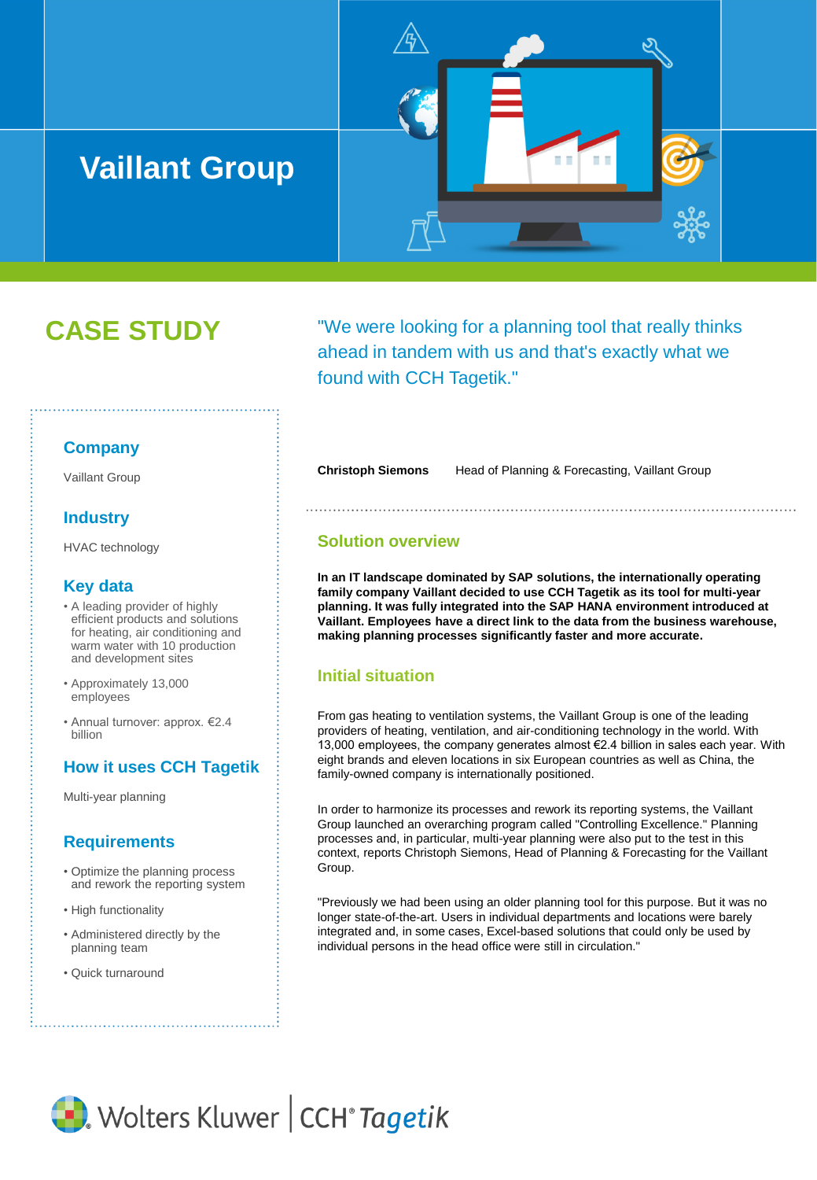# Vaillant Group

## CASE STUDY

"We were looking for a planning tool that really thinks ahead in tandem with us and that's exactly what we found with CCH Tagetik."

**Christoph Siemons** Head of Planning & Forecasting, Vaillant Group

### Company

Vaillant Group

### Industry

HVAC technology

### Key data

- A leading provider of highly efficient products and solutions for heating, air conditioning and warm water with 10 production and development sites
- Approximately 13,000 employees
- Annual turnover: approx. €2.4 billion

### How it uses CCH Tagetik

Multi-year planning

### Requirements

- Optimize the planning process and rework the reporting system
- High functionality
- Administered directly by the planning team
- Quick turnaround

## Solution overview

**In an IT landscape dominated by SAP solutions, the internationally operating family company Vaillant decided to use CCH Tagetik as its tool for multi-year planning. It was fully integrated into the SAP HANA environment introduced at Vaillant. Employees have a direct link to the data from the business warehouse, making planning processes significantly faster and more accurate.**

## Initial situation

From gas heating to ventilation systems, the Vaillant Group is one of the leading providers of heating, ventilation, and air-conditioning technology in the world. With 13,000 employees, the company generates almost €2.4 billion in sales each year. With eight brands and eleven locations in six European countries as well as China, the family-owned company is internationally positioned.

In order to harmonize its processes and rework its reporting systems, the Vaillant Group launched an overarching program called "Controlling Excellence." Planning processes and, in particular, multi-year planning were also put to the test in this context, reports Christoph Siemons, Head of Planning & Forecasting for the Vaillant Group.

"Previously we had been using an older planning tool for this purpose. But it was no longer state-of-the-art. Users in individual departments and locations were barely integrated and, in some cases, Excel-based solutions that could only be used by individual persons in the head office were still in circulation."

Wolters Kluwer | CCH® Tagetik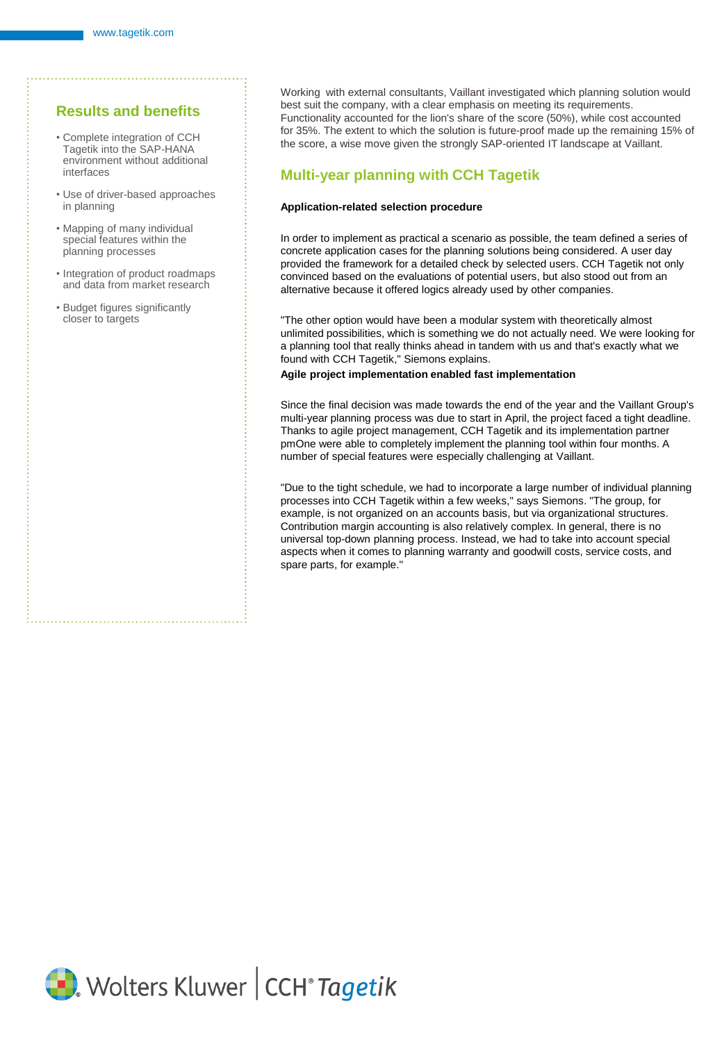## Results and benefits

- Complete integration of CCH Tagetik into the SAP-HANA environment without additional interfaces
- Use of driver-based approaches in planning
- Mapping of many individual special features within the planning processes
- Integration of product roadmaps and data from market research
- Budget figures significantly closer to targets

Working with external consultants, Vaillant investigated which planning solution would best suit the company, with a clear emphasis on meeting its requirements. Functionality accounted for the lion's share of the score (50%), while cost accounted for 35%. The extent to which the solution is future-proof made up the remaining 15% of the score, a wise move given the strongly SAP-oriented IT landscape at Vaillant.

## Multi-year planning with CCH Tagetik

**Application-related selection procedure**

In order to implement as practical a scenario as possible, the team defined a series of concrete application cases for the planning solutions being considered. A user day provided the framework for a detailed check by selected users. CCH Tagetik not only convinced based on the evaluations of potential users, but also stood out from an alternative because it offered logics already used by other companies.

"The other option would have been a modular system with theoretically almost unlimited possibilities, which is something we do not actually need. We were looking for a planning tool that really thinks ahead in tandem with us and that's exactly what we found with CCH Tagetik," Siemons explains.

**Agile project implementation enabled fast implementation**

Since the final decision was made towards the end of the year and the Vaillant Group's multi-year planning process was due to start in April, the project faced a tight deadline. Thanks to agile project management, CCH Tagetik and its implementation partner pmOne were able to completely implement the planning tool within four months. A number of special features were especially challenging at Vaillant.

"Due to the tight schedule, we had to incorporate a large number of individual planning processes into CCH Tagetik within a few weeks," says Siemons. "The group, for example, is not organized on an accounts basis, but via organizational structures. Contribution margin accounting is also relatively complex. In general, there is no universal top-down planning process. Instead, we had to take into account special aspects when it comes to planning warranty and goodwill costs, service costs, and spare parts, for example."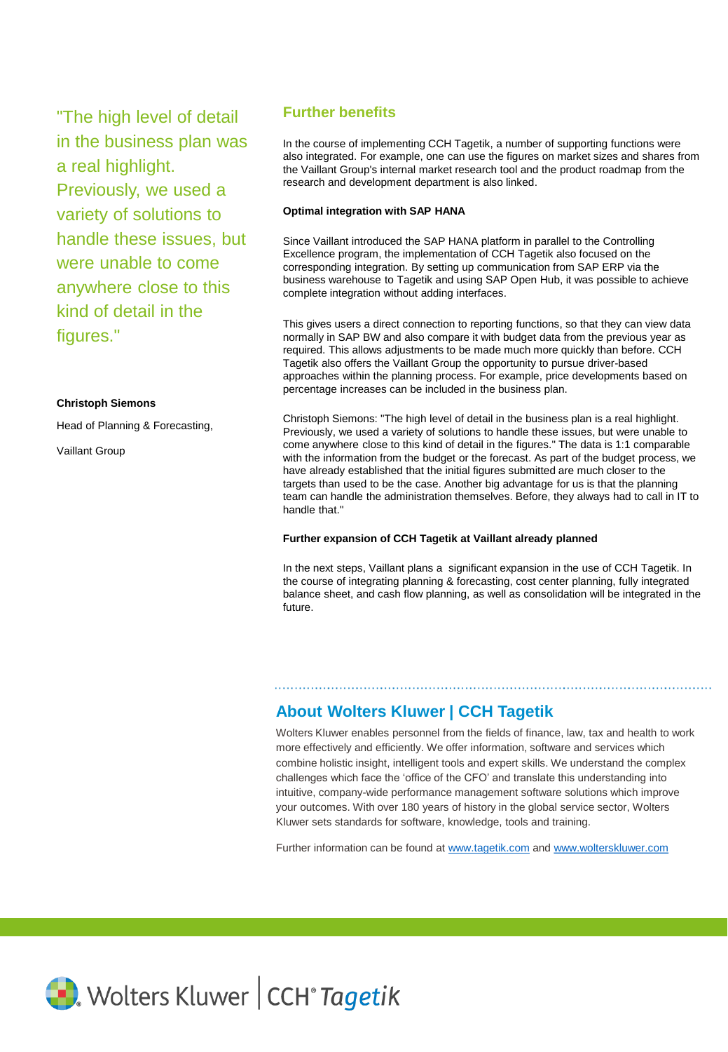"The high level of detail in the business plan was a real highlight. Previously, we used a variety of solutions to handle these issues, but were unable to come anywhere close to this kind of detail in the figures."

**Christoph Siemons**

Head of Planning & Forecasting,

Vaillant Group

## Further benefits

In the course of implementing CCH Tagetik, a number of supporting functions were also integrated. For example, one can use the figures on market sizes and shares from the Vaillant Group's internal market research tool and the product roadmap from the research and development department is also linked.

**Optimal integration with SAP HANA**

Since Vaillant introduced the SAP HANA platform in parallel to the Controlling Excellence program, the implementation of CCH Tagetik also focused on the corresponding integration. By setting up communication from SAP ERP via the business warehouse to Tagetik and using SAP Open Hub, it was possible to achieve complete integration without adding interfaces.

This gives users a direct connection to reporting functions, so that they can view data normally in SAP BW and also compare it with budget data from the previous year as required. This allows adjustments to be made much more quickly than before. CCH Tagetik also offers the Vaillant Group the opportunity to pursue driver-based approaches within the planning process. For example, price developments based on percentage increases can be included in the business plan.

Christoph Siemons: "The high level of detail in the business plan is a real highlight. Previously, we used a variety of solutions to handle these issues, but were unable to come anywhere close to this kind of detail in the figures." The data is 1:1 comparable with the information from the budget or the forecast. As part of the budget process, we have already established that the initial figures submitted are much closer to the targets than used to be the case. Another big advantage for us is that the planning team can handle the administration themselves. Before, they always had to call in IT to handle that."

**Further expansion of CCH Tagetik at Vaillant already planned**

In the next steps, Vaillant plans a significant expansion in the use of CCH Tagetik. In the course of integrating planning & forecasting, cost center planning, fully integrated balance sheet, and cash flow planning, as well as consolidation will be integrated in the future.

## About Wolters Kluwer | CCH Tagetik

Wolters Kluwer enables personnel from the fields of finance, law, tax and health to work more effectively and efficiently. We offer information, software and services which combine holistic insight, intelligent tools and expert skills. We understand the complex challenges which face the 'office of the CFO' and translate this understanding into intuitive, company-wide performance management software solutions which improve your outcomes. With over 180 years of history in the global service sector, Wolters Kluwer sets standards for software, knowledge, tools and training.

Further information can be found at www.tagetik.com and www.wolterskluwer.com

Wolters Kluwer | CCH® Tagetik